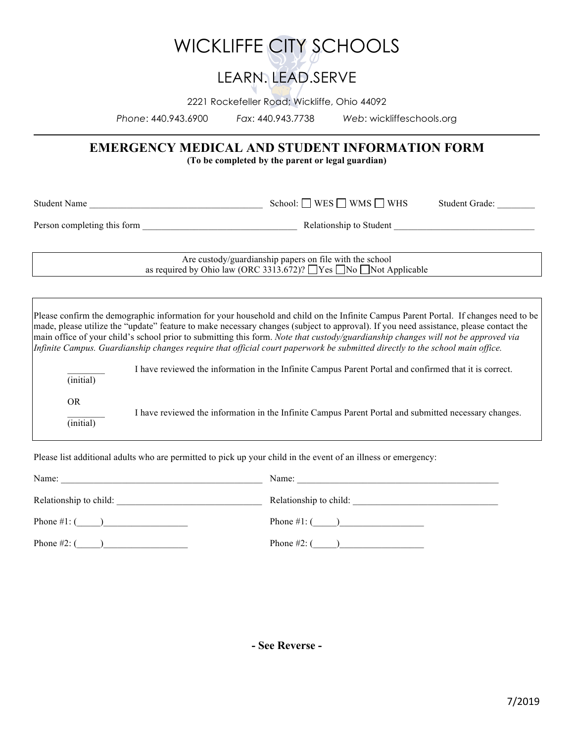# WICKLIFFE CITY SCHOOLS

## LEARN. LEAD.SERVE

2221 Rockefeller Road; Wickliffe, Ohio 44092

*Phone*: 440.943.6900 *Fax*: 440.943.7738 *Web*: wickliffeschools.org

---

## EMERGENCY MEDICAL AND STUDENT INFORMATION FORM

**(To be completed by the parent or legal guardian)**

Student Name ______________________________________ School: ☐ WES ☐ WMS ☐ WHS Student Grade: ________

Person completing this form ________________________________ Relationship to Student ______________________________

Are custody/guardianship papers on file with the school as required by Ohio law (ORC 3313.672)? ☐Yes ☐No ☐Not Applicable

Please confirm the demographic information for your household and child on the Infinite Campus Parent Portal. If changes need to be made, please utilize the "update" feature to make necessary changes (subject to approval). If you need assistance, please contact the main office of your child's school prior to submitting this form. *Note that custody/guardianship changes will not be approved via Infinite Campus. Guardianship changes require that official court paperwork be submitted directly to the school main office.*

________ (initial) I have reviewed the information in the Infinite Campus Parent Portal and confirmed that it is correct.

OR

________ (initial) I have reviewed the information in the Infinite Campus Parent Portal and submitted necessary changes.

Please list additional adults who are permitted to pick up your child in the event of an illness or emergency:

Name: ____________________________________________

Relationship to child: _______________________________

Phone #1: (_____)__________________

Phone #2: (_____)__________________

Name: ____________________________________________

Relationship to child: _______________________________

Phone #1: (_____)__________________

Phone #2: (_____)__________________

**- See Reverse -**

7/2019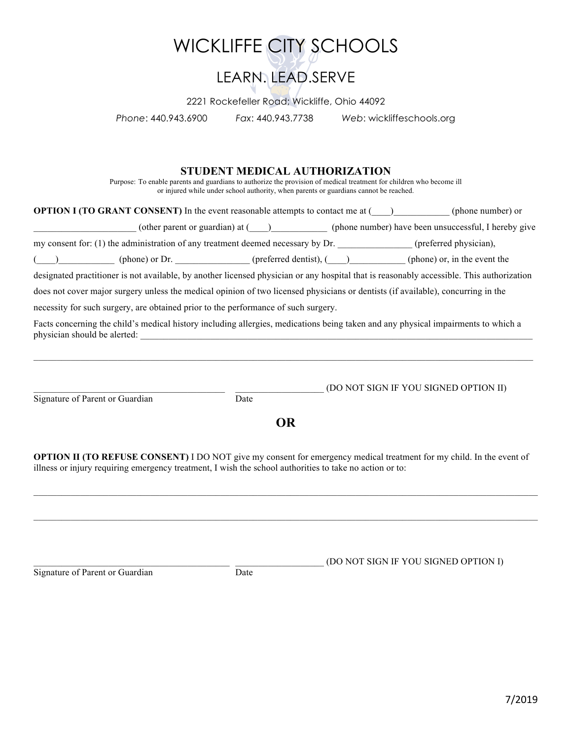# WICKLIFFE CITY SCHOOLS

## LEARN. LEAD.SERVE

2221 Rockefeller Road; Wickliffe, Ohio 44092

*Phone*: 440.943.6900 *Fax*: 440.943.7738 *Web*: wickliffeschools.org

### STUDENT MEDICAL AUTHORIZATION

Purpose: To enable parents and guardians to authorize the provision of medical treatment for children who become ill or injured while under school authority, when parents or guardians cannot be reached.

**OPTION I (TO GRANT CONSENT)** In the event reasonable attempts to contact me at (____)____________ (phone number) or ______________________ (other parent or guardian) at (____)____________ (phone number) have been unsuccessful, I hereby give my consent for: (1) the administration of any treatment deemed necessary by Dr. ________________ (preferred physician), (____)____________ (phone) or Dr. ________________ (preferred dentist), (____)____________ (phone) or, in the event the designated practitioner is not available, by another licensed physician or any hospital that is reasonably accessible. This authorization does not cover major surgery unless the medical opinion of two licensed physicians or dentists (if available), concurring in the necessity for such surgery, are obtained prior to the performance of such surgery.

Facts concerning the child's medical history including allergies, medications being taken and any physical impairments to which a physician should be alerted: ____________________________________________________________________________________

____________________________________________________________________________________________________________

__________________________________________ ___________________ (DO NOT SIGN IF YOU SIGNED OPTION II)
Signature of Parent or Guardian Date

**OR**

**OPTION II (TO REFUSE CONSENT)** I DO NOT give my consent for emergency medical treatment for my child. In the event of illness or injury requiring emergency treatment, I wish the school authorities to take no action or to:

____________________________________________________________________________________________________________

____________________________________________________________________________________________________________

__________________________________________ ___________________ (DO NOT SIGN IF YOU SIGNED OPTION I)
Signature of Parent or Guardian Date

7/2019